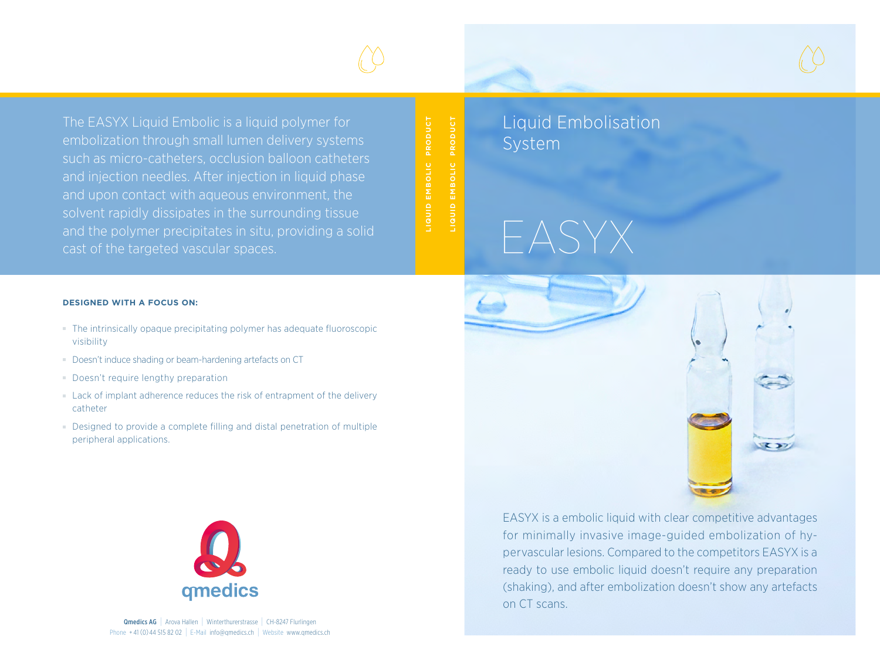# EASYX

## Liquid Embolisation System

LIQUID EMBOLIC PRODUCT

The EASYX Liquid Embolic is a liquid polymer for embolization through small lumen delivery systems such as micro-catheters, occlusion balloon catheters and injection needles. After injection in liquid phase and upon contact with aqueous environment, the solvent rapidly dissipates in the surrounding tissue and the polymer precipitates in situ, providing a solid cast of the targeted vascular spaces.

**DESIGNED WITH A FOCUS ON:**

- The intrinsically opaque precipitating polymer has adequate fluoroscopic visibility
- Doesn't induce shading or beam-hardening artefacts on CT
- Doesn't require lengthy preparation
- Lack of implant adherence reduces the risk of entrapment of the delivery catheter
- Designed to provide a complete filling and distal penetration of multiple peripheral applications.

EASYX is a embolic liquid with clear competitive advantages for minimally invasive image-guided embolization of hypervascular lesions. Compared to the competitors EASYX is a ready to use embolic liquid doesn't require any preparation (shaking), and after embolization doesn't show any artefacts on CT scans.

qmedics

**Qmedics AG** | Arova Hallen | Winterthurerstrasse | CH-8247 Flurlingen
Phone +41 (0) 44 515 82 02 | E-Mail info@qmedics.ch | Website www.qmedics.ch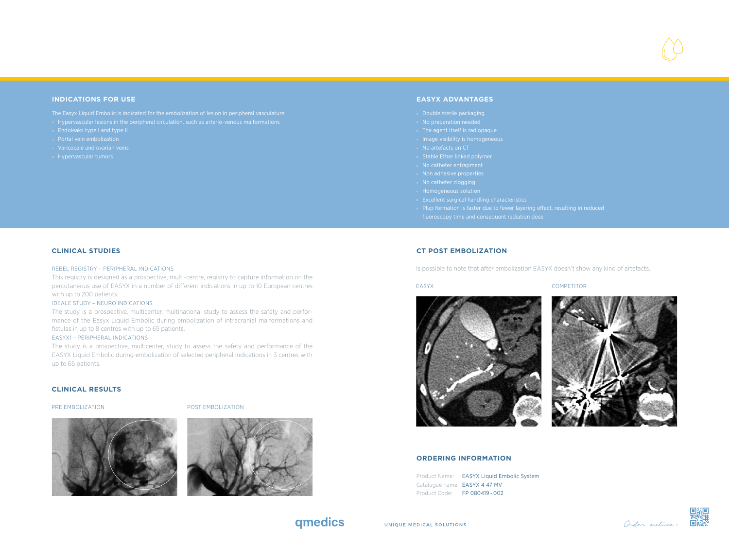## INDICATIONS FOR USE

The Easyx Liquid Embolic is indicated for the embolization of lesion in peripheral vasculature:

- Hypervascular lesions in the peripheral circulation, such as arterio-venous malformations
- Endoleaks type I and type II
- Portal vein embolization
- Varicocele and ovarian veins
- Hypervascular tumors

## EASYX ADVANTAGES

- Double sterile packaging
- No preparation needed
- The agent itself is radiopaque
- Image visibility is homogeneous
- No artefacts on CT
- Stable Ether linked polymer
- No catheter entrapment
- Non adhesive properties
- No catheter clogging
- Homogeneous solution
- Excellent surgical handling characteristics
- Plup formation is faster due to fewer layering effect, resulting in reduced fluoroscopy time and consequent radiation dose

## CLINICAL STUDIES

REBEL REGISTRY – PERIPHERAL INDICATIONS

This registry is designed as a prospective, multi-centre, registry to capture information on the percutaneous use of EASYX in a number of different indications in up to 10 European centres with up to 200 patients.

IDEALE STUDY – NEURO INDICATIONS

The study is a prospective, multicenter, multinational study to assess the safety and performance of the Easyx Liquid Embolic during embolization of intracranial malformations and fistulas in up to 8 centres with up to 65 patients.

EASYX1 – PERIPHERAL INDICATIONS

The study is a prospective, multicenter, study to assess the safety and performance of the EASYX Liquid Embolic during embolization of selected peripheral indications in 3 centres with up to 65 patients.

## CLINICAL RESULTS

PRE EMBOLIZATION

POST EMBOLIZATION

## CT POST EMBOLIZATION

Is possible to note that after embolization EASYX doesn't show any kind of artefacts.

EASYX

COMPETITOR

## ORDERING INFORMATION

Product Name: EASYX Liquid Embolic System

Catalogue name: EASYX 4 47 MV

Product Code: FP 080419 - 002

qmedics

UNIQUE MEDICAL SOLUTIONS

Order online: